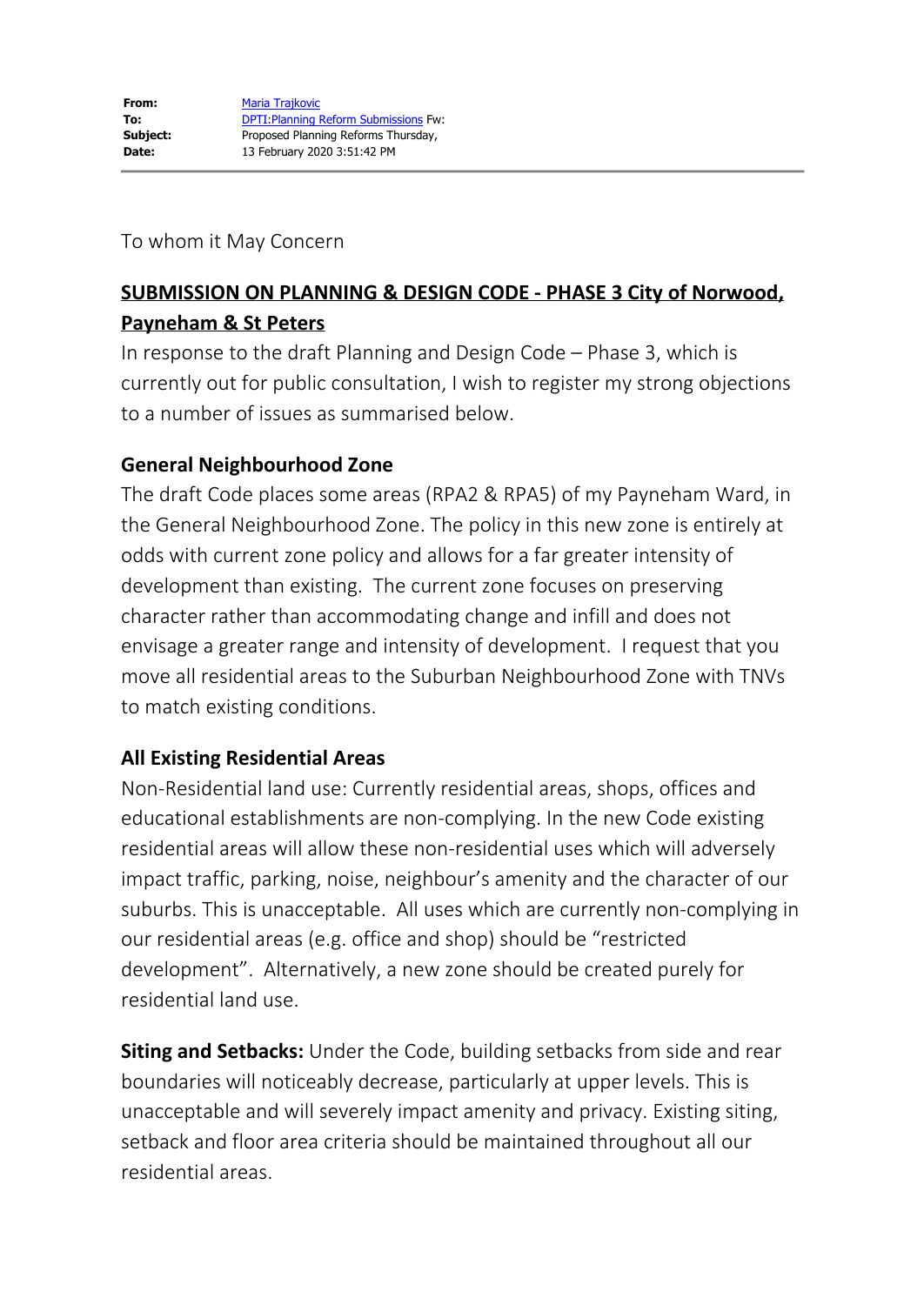**From:** Maria Trajkovic
**To:** DPTI:Planning Reform Submissions Fw:
**Subject:** Proposed Planning Reforms Thursday,
**Date:** 13 February 2020 3:51:42 PM

---

To whom it May Concern

**SUBMISSION ON PLANNING & DESIGN CODE - PHASE 3 City of Norwood, Payneham & St Peters**

In response to the draft Planning and Design Code – Phase 3, which is currently out for public consultation, I wish to register my strong objections to a number of issues as summarised below.

**General Neighbourhood Zone**

The draft Code places some areas (RPA2 & RPA5) of my Payneham Ward, in the General Neighbourhood Zone. The policy in this new zone is entirely at odds with current zone policy and allows for a far greater intensity of development than existing. The current zone focuses on preserving character rather than accommodating change and infill and does not envisage a greater range and intensity of development. I request that you move all residential areas to the Suburban Neighbourhood Zone with TNVs to match existing conditions.

**All Existing Residential Areas**

Non-Residential land use: Currently residential areas, shops, offices and educational establishments are non-complying. In the new Code existing residential areas will allow these non-residential uses which will adversely impact traffic, parking, noise, neighbour's amenity and the character of our suburbs. This is unacceptable. All uses which are currently non-complying in our residential areas (e.g. office and shop) should be "restricted development". Alternatively, a new zone should be created purely for residential land use.

**Siting and Setbacks:** Under the Code, building setbacks from side and rear boundaries will noticeably decrease, particularly at upper levels. This is unacceptable and will severely impact amenity and privacy. Existing siting, setback and floor area criteria should be maintained throughout all our residential areas.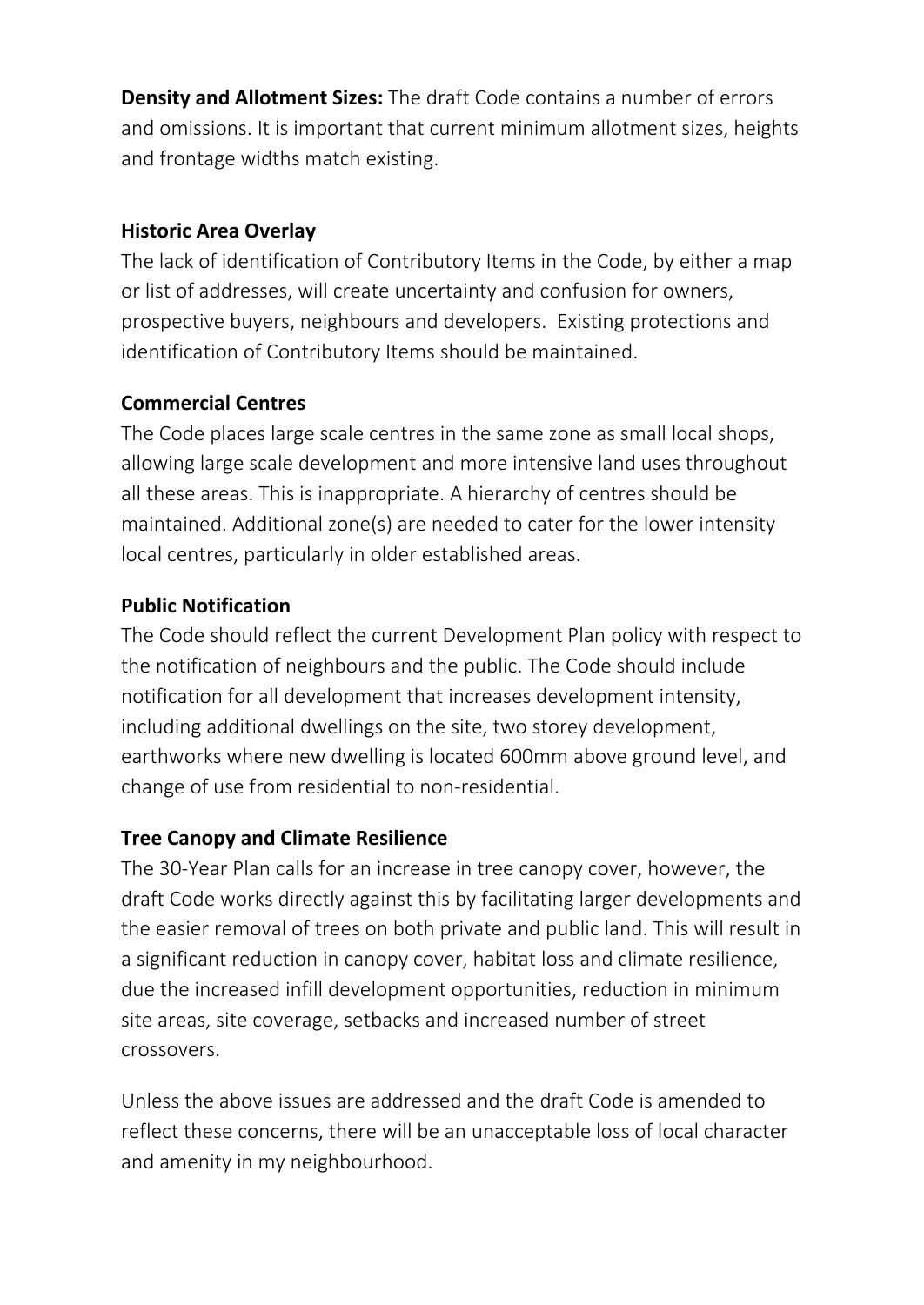**Density and Allotment Sizes:** The draft Code contains a number of errors and omissions. It is important that current minimum allotment sizes, heights and frontage widths match existing.

**Historic Area Overlay**

The lack of identification of Contributory Items in the Code, by either a map or list of addresses, will create uncertainty and confusion for owners, prospective buyers, neighbours and developers. Existing protections and identification of Contributory Items should be maintained.

**Commercial Centres**

The Code places large scale centres in the same zone as small local shops, allowing large scale development and more intensive land uses throughout all these areas. This is inappropriate. A hierarchy of centres should be maintained. Additional zone(s) are needed to cater for the lower intensity local centres, particularly in older established areas.

**Public Notification**

The Code should reflect the current Development Plan policy with respect to the notification of neighbours and the public. The Code should include notification for all development that increases development intensity, including additional dwellings on the site, two storey development, earthworks where new dwelling is located 600mm above ground level, and change of use from residential to non-residential.

**Tree Canopy and Climate Resilience**

The 30-Year Plan calls for an increase in tree canopy cover, however, the draft Code works directly against this by facilitating larger developments and the easier removal of trees on both private and public land. This will result in a significant reduction in canopy cover, habitat loss and climate resilience, due the increased infill development opportunities, reduction in minimum site areas, site coverage, setbacks and increased number of street crossovers.

Unless the above issues are addressed and the draft Code is amended to reflect these concerns, there will be an unacceptable loss of local character and amenity in my neighbourhood.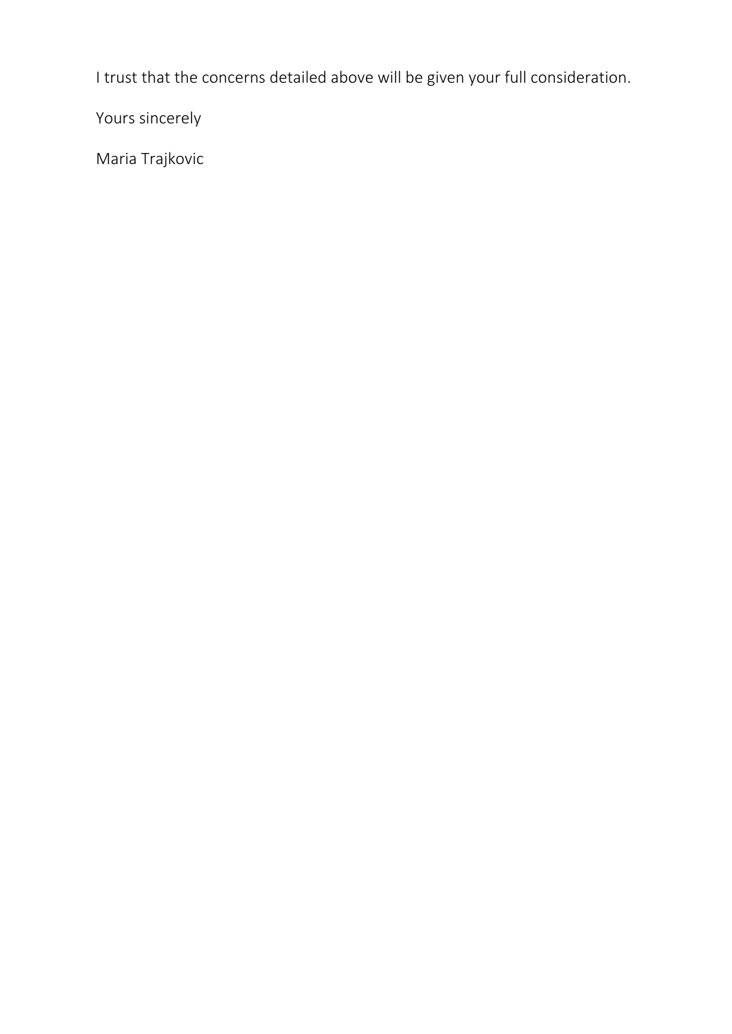I trust that the concerns detailed above will be given your full consideration.

Yours sincerely

Maria Trajkovic